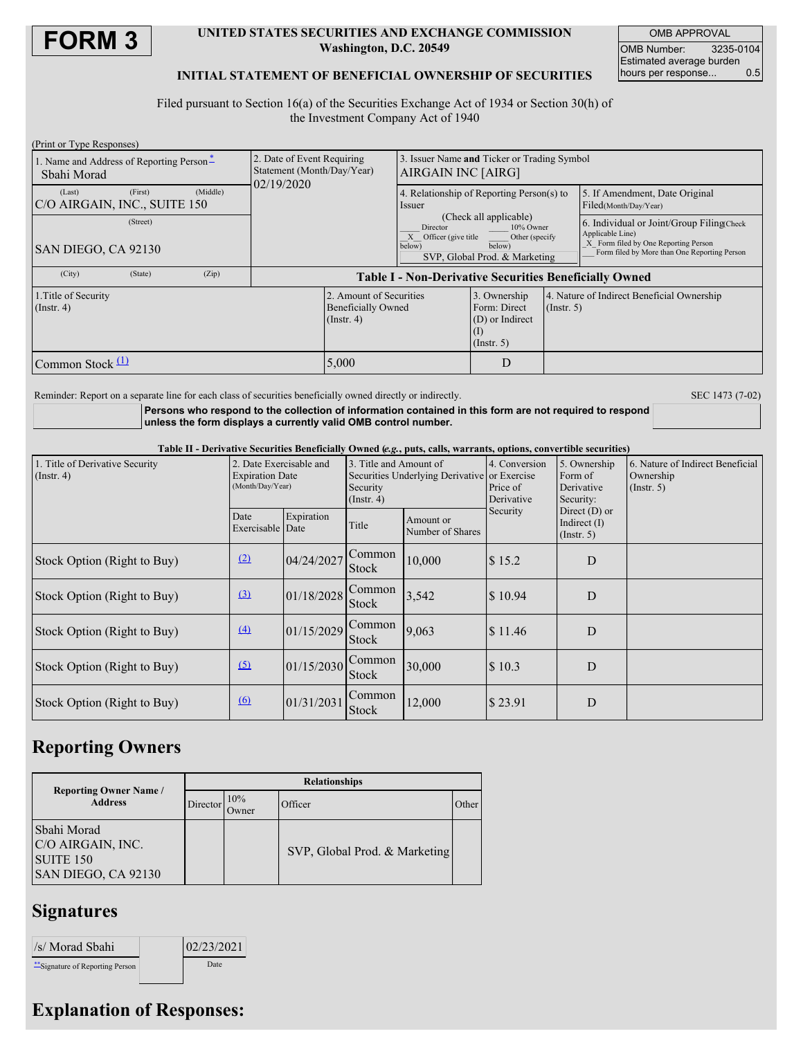# FORM 3

**UNITED STATES SECURITIES AND EXCHANGE COMMISSION**
**Washington, D.C. 20549**

**INITIAL STATEMENT OF BENEFICIAL OWNERSHIP OF SECURITIES**

| OMB APPROVAL | |
|---|---|
| OMB Number: | 3235-0104 |
| Estimated average burden hours per response... | 0.5 |

Filed pursuant to Section 16(a) of the Securities Exchange Act of 1934 or Section 30(h) of the Investment Company Act of 1940

(Print or Type Responses)

| 1. Name and Address of Reporting Person* | 2. Date of Event Requiring Statement (Month/Day/Year) | 3. Issuer Name **and** Ticker or Trading Symbol |
|---|---|---|
| Sbahi Morad | 02/19/2020 | AIRGAIN INC [AIRG] |
| (Last) (First) (Middle) C/O AIRGAIN, INC., SUITE 150 | | 4. Relationship of Reporting Person(s) to Issuer (Check all applicable) ___ Director ___ 10% Owner _X_ Officer (give title below) ___ Other (specify below) SVP, Global Prod. & Marketing |
| (Street) SAN DIEGO, CA 92130 | | 5. If Amendment, Date Original Filed(Month/Day/Year) |
| (City) (State) (Zip) | | 6. Individual or Joint/Group Filing(Check Applicable Line) _X_ Form filed by One Reporting Person ___ Form filed by More than One Reporting Person |

**Table I - Non-Derivative Securities Beneficially Owned**

| 1.Title of Security (Instr. 4) | 2. Amount of Securities Beneficially Owned (Instr. 4) | 3. Ownership Form: Direct (D) or Indirect (I) (Instr. 5) | 4. Nature of Indirect Beneficial Ownership (Instr. 5) |
|---|---|---|---|
| Common Stock (1) | 5,000 | D | |

Reminder: Report on a separate line for each class of securities beneficially owned directly or indirectly.

SEC 1473 (7-02)

**Persons who respond to the collection of information contained in this form are not required to respond unless the form displays a currently valid OMB control number.**

**Table II - Derivative Securities Beneficially Owned (*e.g.*, puts, calls, warrants, options, convertible securities)**

| 1. Title of Derivative Security (Instr. 4) | 2. Date Exercisable and Expiration Date (Month/Day/Year) | | 3. Title and Amount of Securities Underlying Derivative Security (Instr. 4) | | 4. Conversion or Exercise Price of Derivative Security | 5. Ownership Form of Derivative Security: Direct (D) or Indirect (I) (Instr. 5) | 6. Nature of Indirect Beneficial Ownership (Instr. 5) |
|---|---|---|---|---|---|---|---|
| | Date Exercisable | Expiration Date | Title | Amount or Number of Shares | | | |
| Stock Option (Right to Buy) | (2) | 04/24/2027 | Common Stock | 10,000 | $ 15.2 | D | |
| Stock Option (Right to Buy) | (3) | 01/18/2028 | Common Stock | 3,542 | $ 10.94 | D | |
| Stock Option (Right to Buy) | (4) | 01/15/2029 | Common Stock | 9,063 | $ 11.46 | D | |
| Stock Option (Right to Buy) | (5) | 01/15/2030 | Common Stock | 30,000 | $ 10.3 | D | |
| Stock Option (Right to Buy) | (6) | 01/31/2031 | Common Stock | 12,000 | $ 23.91 | D | |

## Reporting Owners

| Reporting Owner Name / Address | Relationships | | | |
|---|---|---|---|---|
| | Director | 10% Owner | Officer | Other |
| Sbahi Morad C/O AIRGAIN, INC. SUITE 150 SAN DIEGO, CA 92130 | | | SVP, Global Prod. & Marketing | |

## Signatures

| /s/ Morad Sbahi | 02/23/2021 |
|---|---|
| **Signature of Reporting Person | Date |

## Explanation of Responses: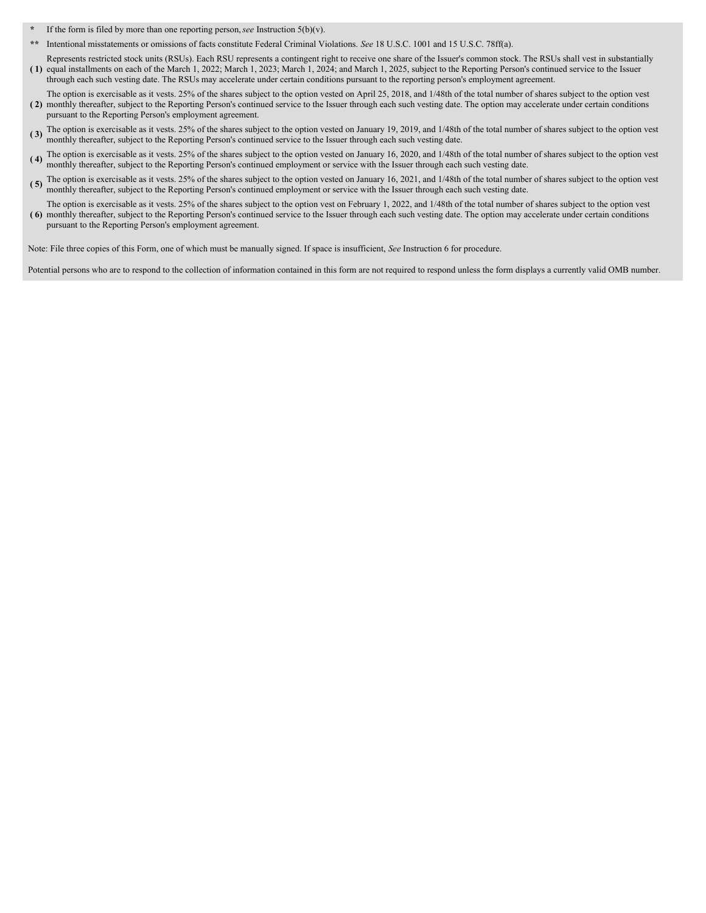\* If the form is filed by more than one reporting person, *see* Instruction 5(b)(v).

\*\* Intentional misstatements or omissions of facts constitute Federal Criminal Violations. *See* 18 U.S.C. 1001 and 15 U.S.C. 78ff(a).

( 1) Represents restricted stock units (RSUs). Each RSU represents a contingent right to receive one share of the Issuer's common stock. The RSUs shall vest in substantially equal installments on each of the March 1, 2022; March 1, 2023; March 1, 2024; and March 1, 2025, subject to the Reporting Person's continued service to the Issuer through each such vesting date. The RSUs may accelerate under certain conditions pursuant to the reporting person's employment agreement.

( 2) The option is exercisable as it vests. 25% of the shares subject to the option vested on April 25, 2018, and 1/48th of the total number of shares subject to the option vest monthly thereafter, subject to the Reporting Person's continued service to the Issuer through each such vesting date. The option may accelerate under certain conditions pursuant to the Reporting Person's employment agreement.

( 3) The option is exercisable as it vests. 25% of the shares subject to the option vested on January 19, 2019, and 1/48th of the total number of shares subject to the option vest monthly thereafter, subject to the Reporting Person's continued service to the Issuer through each such vesting date.

( 4) The option is exercisable as it vests. 25% of the shares subject to the option vested on January 16, 2020, and 1/48th of the total number of shares subject to the option vest monthly thereafter, subject to the Reporting Person's continued employment or service with the Issuer through each such vesting date.

( 5) The option is exercisable as it vests. 25% of the shares subject to the option vested on January 16, 2021, and 1/48th of the total number of shares subject to the option vest monthly thereafter, subject to the Reporting Person's continued employment or service with the Issuer through each such vesting date.

( 6) The option is exercisable as it vests. 25% of the shares subject to the option vest on February 1, 2022, and 1/48th of the total number of shares subject to the option vest monthly thereafter, subject to the Reporting Person's continued service to the Issuer through each such vesting date. The option may accelerate under certain conditions pursuant to the Reporting Person's employment agreement.

Note: File three copies of this Form, one of which must be manually signed. If space is insufficient, *See* Instruction 6 for procedure.

Potential persons who are to respond to the collection of information contained in this form are not required to respond unless the form displays a currently valid OMB number.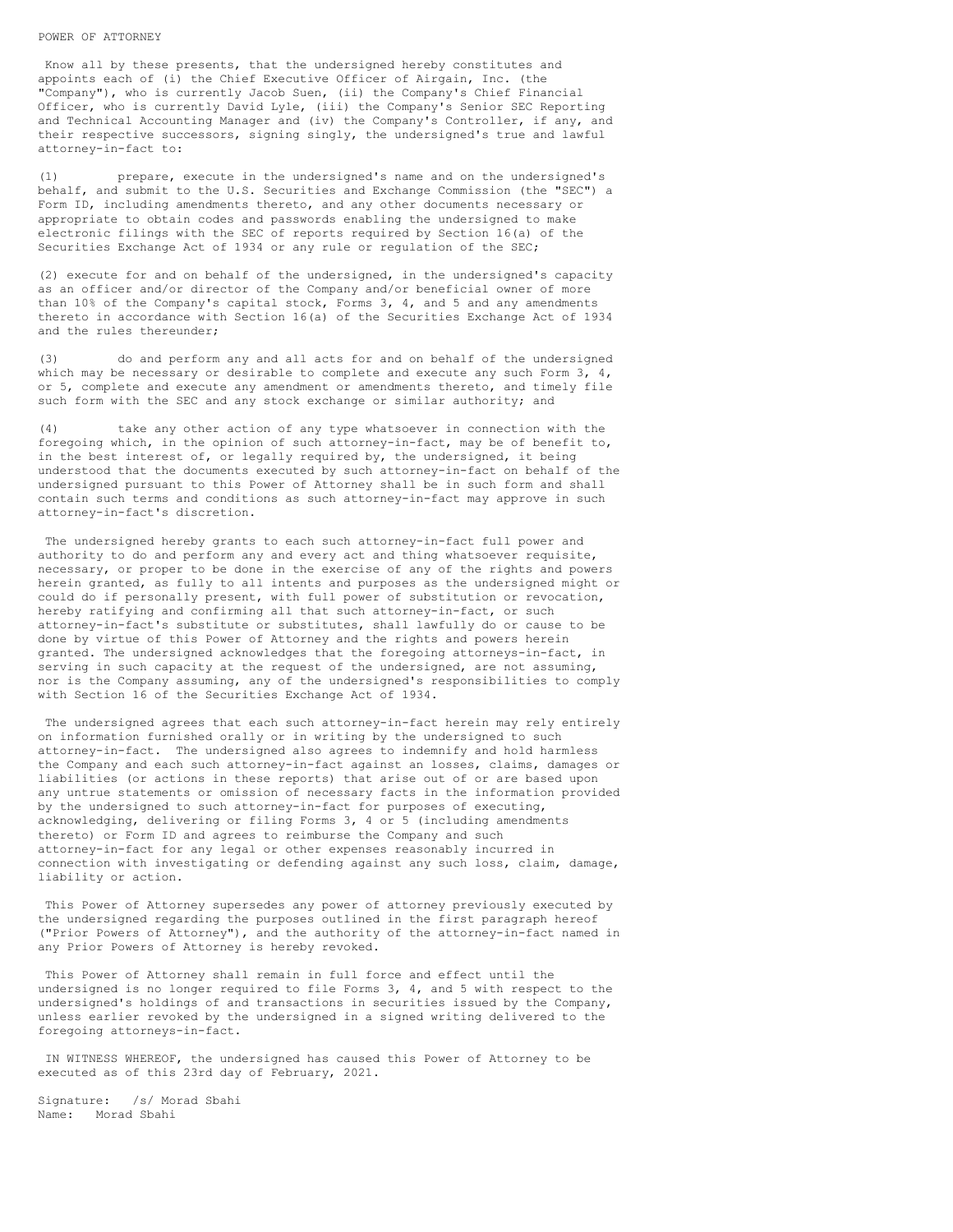# POWER OF ATTORNEY

Know all by these presents, that the undersigned hereby constitutes and appoints each of (i) the Chief Executive Officer of Airgain, Inc. (the "Company"), who is currently Jacob Suen, (ii) the Company's Chief Financial Officer, who is currently David Lyle, (iii) the Company's Senior SEC Reporting and Technical Accounting Manager and (iv) the Company's Controller, if any, and their respective successors, signing singly, the undersigned's true and lawful attorney-in-fact to:

(1) prepare, execute in the undersigned's name and on the undersigned's behalf, and submit to the U.S. Securities and Exchange Commission (the "SEC") a Form ID, including amendments thereto, and any other documents necessary or appropriate to obtain codes and passwords enabling the undersigned to make electronic filings with the SEC of reports required by Section 16(a) of the Securities Exchange Act of 1934 or any rule or regulation of the SEC;

(2) execute for and on behalf of the undersigned, in the undersigned's capacity as an officer and/or director of the Company and/or beneficial owner of more than 10% of the Company's capital stock, Forms 3, 4, and 5 and any amendments thereto in accordance with Section 16(a) of the Securities Exchange Act of 1934 and the rules thereunder;

(3) do and perform any and all acts for and on behalf of the undersigned which may be necessary or desirable to complete and execute any such Form 3, 4, or 5, complete and execute any amendment or amendments thereto, and timely file such form with the SEC and any stock exchange or similar authority; and

(4) take any other action of any type whatsoever in connection with the foregoing which, in the opinion of such attorney-in-fact, may be of benefit to, in the best interest of, or legally required by, the undersigned, it being understood that the documents executed by such attorney-in-fact on behalf of the undersigned pursuant to this Power of Attorney shall be in such form and shall contain such terms and conditions as such attorney-in-fact may approve in such attorney-in-fact's discretion.

The undersigned hereby grants to each such attorney-in-fact full power and authority to do and perform any and every act and thing whatsoever requisite, necessary, or proper to be done in the exercise of any of the rights and powers herein granted, as fully to all intents and purposes as the undersigned might or could do if personally present, with full power of substitution or revocation, hereby ratifying and confirming all that such attorney-in-fact, or such attorney-in-fact's substitute or substitutes, shall lawfully do or cause to be done by virtue of this Power of Attorney and the rights and powers herein granted. The undersigned acknowledges that the foregoing attorneys-in-fact, in serving in such capacity at the request of the undersigned, are not assuming, nor is the Company assuming, any of the undersigned's responsibilities to comply with Section 16 of the Securities Exchange Act of 1934.

The undersigned agrees that each such attorney-in-fact herein may rely entirely on information furnished orally or in writing by the undersigned to such attorney-in-fact. The undersigned also agrees to indemnify and hold harmless the Company and each such attorney-in-fact against an losses, claims, damages or liabilities (or actions in these reports) that arise out of or are based upon any untrue statements or omission of necessary facts in the information provided by the undersigned to such attorney-in-fact for purposes of executing, acknowledging, delivering or filing Forms 3, 4 or 5 (including amendments thereto) or Form ID and agrees to reimburse the Company and such attorney-in-fact for any legal or other expenses reasonably incurred in connection with investigating or defending against any such loss, claim, damage, liability or action.

This Power of Attorney supersedes any power of attorney previously executed by the undersigned regarding the purposes outlined in the first paragraph hereof ("Prior Powers of Attorney"), and the authority of the attorney-in-fact named in any Prior Powers of Attorney is hereby revoked.

This Power of Attorney shall remain in full force and effect until the undersigned is no longer required to file Forms 3, 4, and 5 with respect to the undersigned's holdings of and transactions in securities issued by the Company, unless earlier revoked by the undersigned in a signed writing delivered to the foregoing attorneys-in-fact.

IN WITNESS WHEREOF, the undersigned has caused this Power of Attorney to be executed as of this 23rd day of February, 2021.

Signature: /s/ Morad Sbahi
Name: Morad Sbahi